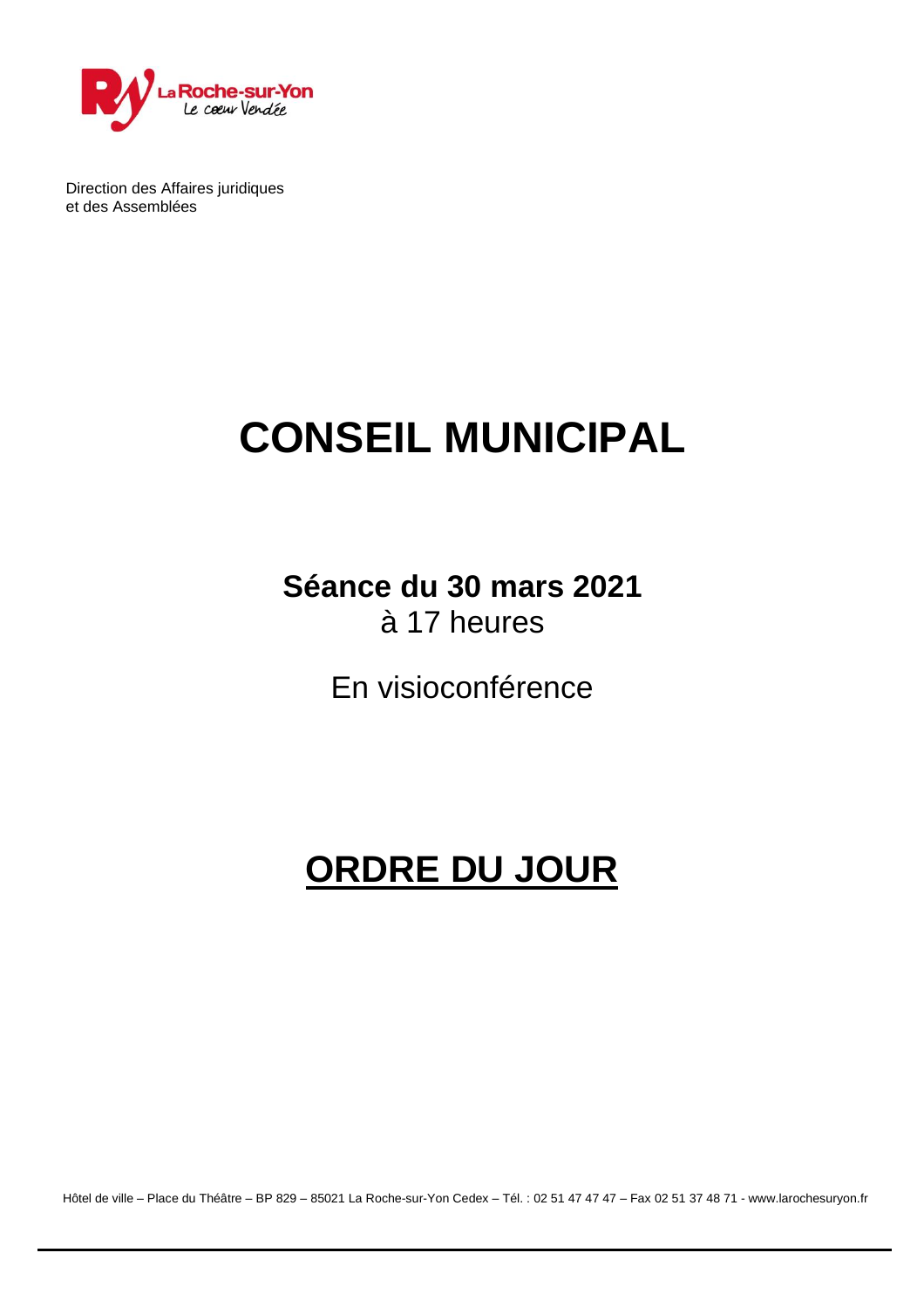Direction des Affaires juridiques
et des Assemblées

# CONSEIL MUNICIPAL

**Séance du 30 mars 2021**
à 17 heures

En visioconférence

# ORDRE DU JOUR

Hôtel de ville – Place du Théâtre – BP 829 – 85021 La Roche-sur-Yon Cedex – Tél. : 02 51 47 47 47 – Fax 02 51 37 48 71 - www.larochesuryon.fr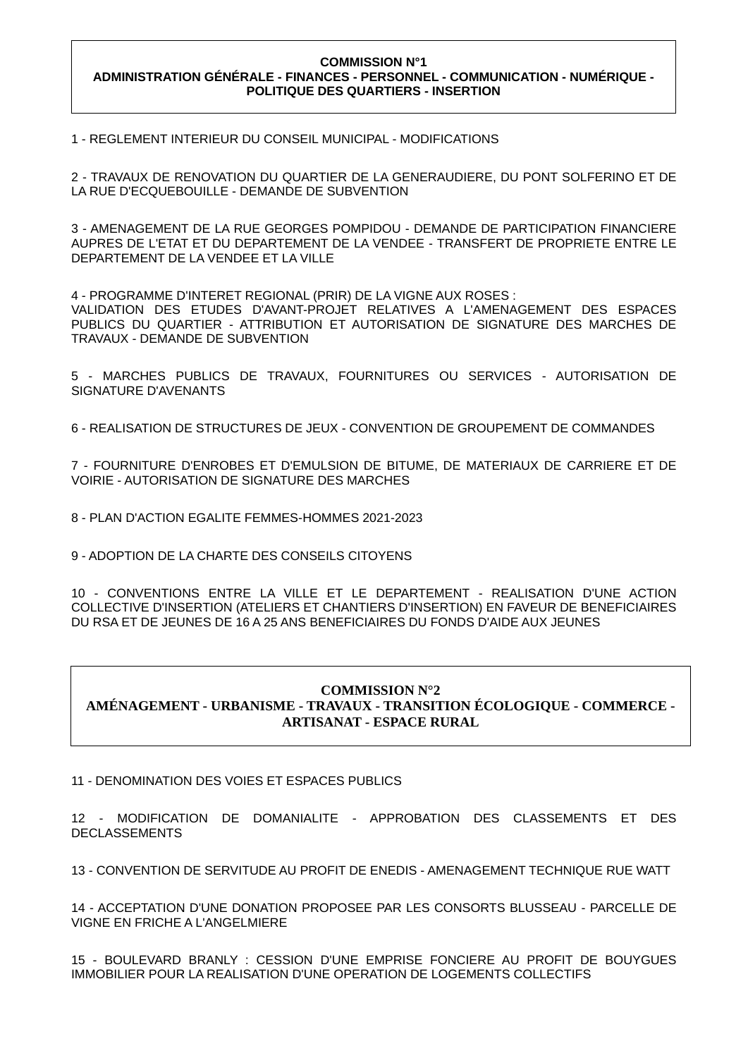## COMMISSION N°1
## ADMINISTRATION GÉNÉRALE - FINANCES - PERSONNEL - COMMUNICATION - NUMÉRIQUE - POLITIQUE DES QUARTIERS - INSERTION

1 - REGLEMENT INTERIEUR DU CONSEIL MUNICIPAL - MODIFICATIONS

2 - TRAVAUX DE RENOVATION DU QUARTIER DE LA GENERAUDIERE, DU PONT SOLFERINO ET DE LA RUE D'ECQUEBOUILLE - DEMANDE DE SUBVENTION

3 - AMENAGEMENT DE LA RUE GEORGES POMPIDOU - DEMANDE DE PARTICIPATION FINANCIERE AUPRES DE L'ETAT ET DU DEPARTEMENT DE LA VENDEE - TRANSFERT DE PROPRIETE ENTRE LE DEPARTEMENT DE LA VENDEE ET LA VILLE

4 - PROGRAMME D'INTERET REGIONAL (PRIR) DE LA VIGNE AUX ROSES :
VALIDATION DES ETUDES D'AVANT-PROJET RELATIVES A L'AMENAGEMENT DES ESPACES PUBLICS DU QUARTIER - ATTRIBUTION ET AUTORISATION DE SIGNATURE DES MARCHES DE TRAVAUX - DEMANDE DE SUBVENTION

5 - MARCHES PUBLICS DE TRAVAUX, FOURNITURES OU SERVICES - AUTORISATION DE SIGNATURE D'AVENANTS

6 - REALISATION DE STRUCTURES DE JEUX - CONVENTION DE GROUPEMENT DE COMMANDES

7 - FOURNITURE D'ENROBES ET D'EMULSION DE BITUME, DE MATERIAUX DE CARRIERE ET DE VOIRIE - AUTORISATION DE SIGNATURE DES MARCHES

8 - PLAN D'ACTION EGALITE FEMMES-HOMMES 2021-2023

9 - ADOPTION DE LA CHARTE DES CONSEILS CITOYENS

10 - CONVENTIONS ENTRE LA VILLE ET LE DEPARTEMENT - REALISATION D'UNE ACTION COLLECTIVE D'INSERTION (ATELIERS ET CHANTIERS D'INSERTION) EN FAVEUR DE BENEFICIAIRES DU RSA ET DE JEUNES DE 16 A 25 ANS BENEFICIAIRES DU FONDS D'AIDE AUX JEUNES

## COMMISSION N°2
## AMÉNAGEMENT - URBANISME - TRAVAUX - TRANSITION ÉCOLOGIQUE - COMMERCE - ARTISANAT - ESPACE RURAL

11 - DENOMINATION DES VOIES ET ESPACES PUBLICS

12 - MODIFICATION DE DOMANIALITE - APPROBATION DES CLASSEMENTS ET DES DECLASSEMENTS

13 - CONVENTION DE SERVITUDE AU PROFIT DE ENEDIS - AMENAGEMENT TECHNIQUE RUE WATT

14 - ACCEPTATION D'UNE DONATION PROPOSEE PAR LES CONSORTS BLUSSEAU - PARCELLE DE VIGNE EN FRICHE A L'ANGELMIERE

15 - BOULEVARD BRANLY : CESSION D'UNE EMPRISE FONCIERE AU PROFIT DE BOUYGUES IMMOBILIER POUR LA REALISATION D'UNE OPERATION DE LOGEMENTS COLLECTIFS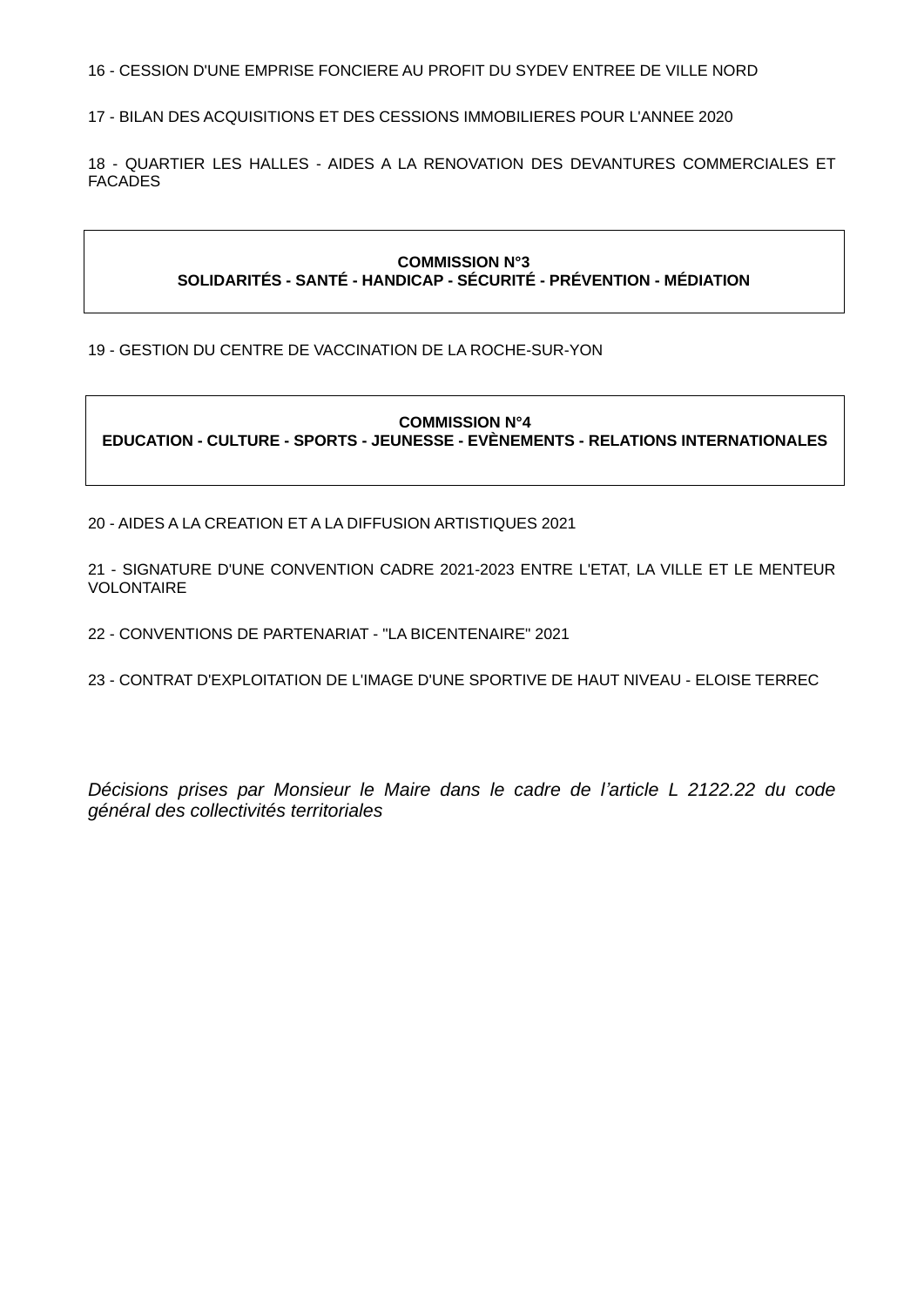16 - CESSION D'UNE EMPRISE FONCIERE AU PROFIT DU SYDEV ENTREE DE VILLE NORD

17 - BILAN DES ACQUISITIONS ET DES CESSIONS IMMOBILIERES POUR L'ANNEE 2020

18 - QUARTIER LES HALLES - AIDES A LA RENOVATION DES DEVANTURES COMMERCIALES ET FACADES

**COMMISSION N°3**
**SOLIDARITÉS - SANTÉ - HANDICAP - SÉCURITÉ - PRÉVENTION - MÉDIATION**

19 - GESTION DU CENTRE DE VACCINATION DE LA ROCHE-SUR-YON

**COMMISSION N°4**
**EDUCATION - CULTURE - SPORTS - JEUNESSE - EVÈNEMENTS - RELATIONS INTERNATIONALES**

20 - AIDES A LA CREATION ET A LA DIFFUSION ARTISTIQUES 2021

21 - SIGNATURE D'UNE CONVENTION CADRE 2021-2023 ENTRE L'ETAT, LA VILLE ET LE MENTEUR VOLONTAIRE

22 - CONVENTIONS DE PARTENARIAT - "LA BICENTENAIRE" 2021

23 - CONTRAT D'EXPLOITATION DE L'IMAGE D'UNE SPORTIVE DE HAUT NIVEAU - ELOISE TERREC

*Décisions prises par Monsieur le Maire dans le cadre de l'article L 2122.22 du code général des collectivités territoriales*